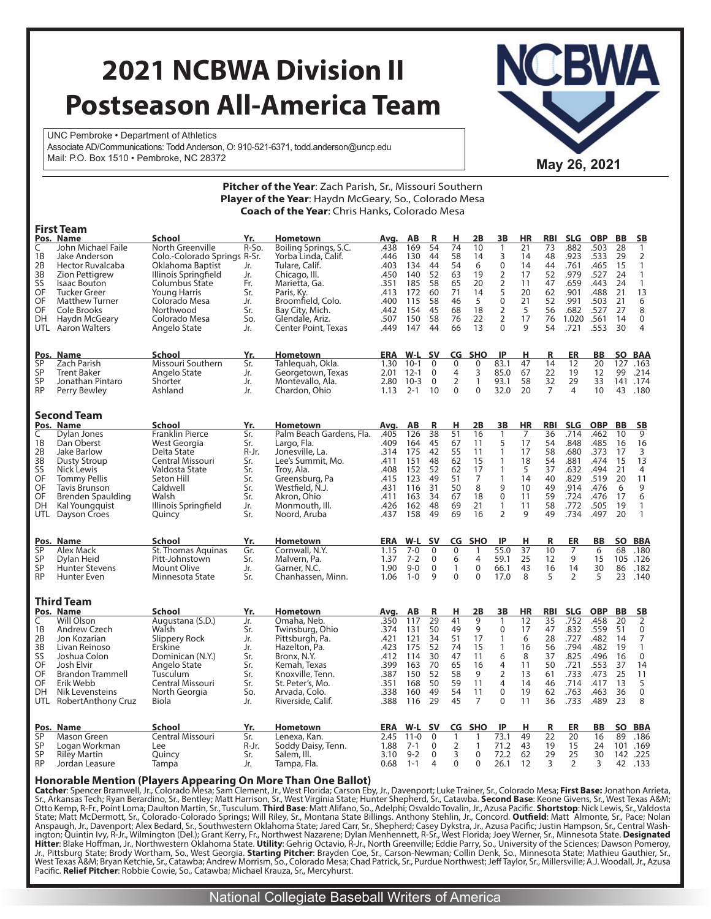# 2021 NCBWA Division II Postseason All-America Team

UNC Pembroke • Department of Athletics
Associate AD/Communications: Todd Anderson, O: 910-521-6371, todd.anderson@uncp.edu
Mail: P.O. Box 1510 • Pembroke, NC 28372

NCBWA

May 26, 2021

**Pitcher of the Year**: Zach Parish, Sr., Missouri Southern
**Player of the Year**: Haydn McGeary, So., Colorado Mesa
**Coach of the Year**: Chris Hanks, Colorado Mesa

## First Team

| Pos. | Name | School | Yr. | Hometown | Avg. | AB | R | H | 2B | 3B | HR | RBI | SLG | OBP | BB | SB |
|---|---|---|---|---|---|---|---|---|---|---|---|---|---|---|---|---|
| C | John Michael Faile | North Greenville | R-So. | Boiling Springs, S.C. | .438 | 169 | 54 | 74 | 10 | 1 | 21 | 73 | .882 | .503 | 28 | 1 |
| 1B | Jake Anderson | Colo.-Colorado Springs | R-Sr. | Yorba Linda, Calif. | .446 | 130 | 44 | 58 | 14 | 3 | 14 | 48 | .923 | .533 | 29 | 2 |
| 2B | Hector Ruvalcaba | Oklahoma Baptist | Jr. | Tulare, Calif. | .403 | 134 | 44 | 54 | 6 | 0 | 14 | 44 | .761 | .465 | 15 | 1 |
| 3B | Zion Pettigrew | Illinois Springfield | Jr. | Chicago, Ill. | .450 | 140 | 52 | 63 | 19 | 2 | 17 | 52 | .979 | .527 | 24 | 1 |
| SS | Isaac Bouton | Columbus State | Fr. | Marietta, Ga. | .351 | 185 | 58 | 65 | 20 | 2 | 11 | 47 | .659 | .443 | 24 | 1 |
| OF | Tucker Greer | Young Harris | Sr. | Paris, Ky. | .413 | 172 | 60 | 71 | 14 | 5 | 20 | 62 | .901 | .488 | 21 | 13 |
| OF | Matthew Turner | Colorado Mesa | Jr. | Broomfield, Colo. | .400 | 115 | 58 | 46 | 5 | 0 | 21 | 52 | .991 | .503 | 21 | 6 |
| OF | Cole Brooks | Northwood | Sr. | Bay City, Mich. | .442 | 154 | 45 | 68 | 18 | 2 | 5 | 56 | .682 | .527 | 27 | 8 |
| DH | Haydn McGeary | Colorado Mesa | So. | Glendale, Ariz. | .507 | 150 | 58 | 76 | 22 | 2 | 17 | 76 | 1.020 | .561 | 14 | 0 |
| UTL | Aaron Walters | Angelo State | Jr. | Center Point, Texas | .449 | 147 | 44 | 66 | 13 | 0 | 9 | 54 | .721 | .553 | 30 | 4 |

| Pos. | Name | School | Yr. | Hometown | ERA | W-L | SV | CG | SHO | IP | H | R | ER | BB | SO | BAA |
|---|---|---|---|---|---|---|---|---|---|---|---|---|---|---|---|---|
| SP | Zach Parish | Missouri Southern | Sr. | Tahlequah, Okla. | 1.30 | 10-1 | 0 | 0 | 0 | 83.1 | 47 | 14 | 12 | 20 | 127 | .163 |
| SP | Trent Baker | Angelo State | Jr. | Georgetown, Texas | 2.01 | 12-1 | 0 | 4 | 3 | 85.0 | 67 | 22 | 19 | 12 | 99 | .214 |
| SP | Jonathan Pintaro | Shorter | Jr. | Montevallo, Ala. | 2.80 | 10-3 | 0 | 2 | 1 | 93.1 | 58 | 32 | 29 | 33 | 141 | .174 |
| RP | Perry Bewley | Ashland | Jr. | Chardon, Ohio | 1.13 | 2-1 | 10 | 0 | 0 | 32.0 | 20 | 7 | 4 | 10 | 43 | .180 |

## Second Team

| Pos. | Name | School | Yr. | Hometown | Avg. | AB | R | H | 2B | 3B | HR | RBI | SLG | OBP | BB | SB |
|---|---|---|---|---|---|---|---|---|---|---|---|---|---|---|---|---|
| C | Dylan Jones | Franklin Pierce | Sr. | Palm Beach Gardens, Fla. | .405 | 126 | 38 | 51 | 16 | 1 | 7 | 36 | .714 | .462 | 10 | 9 |
| 1B | Dan Oberst | West Georgia | Sr. | Largo, Fla. | .409 | 164 | 45 | 67 | 11 | 5 | 17 | 54 | .848 | .485 | 16 | 16 |
| 2B | Jake Barlow | Delta State | R-Jr. | Jonesville, La. | .314 | 175 | 42 | 55 | 11 | 1 | 17 | 58 | .680 | .373 | 17 | 3 |
| 3B | Dusty Stroup | Central Missouri | Sr. | Lee's Summit, Mo. | .411 | 151 | 48 | 62 | 15 | 1 | 18 | 54 | .881 | .474 | 15 | 13 |
| SS | Nick Lewis | Valdosta State | Sr. | Troy, Ala. | .408 | 152 | 52 | 62 | 17 | 1 | 5 | 37 | .632 | .494 | 21 | 4 |
| OF | Tommy Pellis | Seton Hill | Sr. | Greensburg, Pa | .415 | 123 | 49 | 51 | 7 | 1 | 14 | 40 | .829 | .519 | 20 | 11 |
| OF | Tavis Brunson | Caldwell | Sr. | Westfield, N.J. | .431 | 116 | 31 | 50 | 8 | 9 | 10 | 49 | .914 | .476 | 6 | 9 |
| OF | Brenden Spaulding | Walsh | Sr. | Akron, Ohio | .411 | 163 | 34 | 67 | 18 | 0 | 11 | 59 | .724 | .476 | 17 | 6 |
| DH | Kal Youngquist | Illinois Springfield | Jr. | Monmouth, Ill. | .426 | 162 | 48 | 69 | 21 | 1 | 11 | 58 | .772 | .505 | 19 | 1 |
| UTL | Dayson Croes | Quincy | Sr. | Noord, Aruba | .437 | 158 | 49 | 69 | 16 | 2 | 9 | 49 | .734 | .497 | 20 | 1 |

| Pos. | Name | School | Yr. | Hometown | ERA | W-L | SV | CG | SHO | IP | H | R | ER | BB | SO | BBA |
|---|---|---|---|---|---|---|---|---|---|---|---|---|---|---|---|---|
| SP | Alex Mack | St. Thomas Aquinas | Gr. | Cornwall, N.Y. | 1.15 | 7-0 | 0 | 0 | 1 | 55.0 | 37 | 10 | 7 | 6 | 68 | .180 |
| SP | Dylan Heid | Pitt-Johnstown | Sr. | Malvern, Pa. | 1.37 | 7-2 | 0 | 6 | 4 | 59.1 | 25 | 12 | 9 | 15 | 105 | .126 |
| SP | Hunter Stevens | Mount Olive | Jr. | Garner, N.C. | 1.90 | 9-0 | 0 | 1 | 0 | 66.1 | 43 | 16 | 14 | 30 | 86 | .182 |
| RP | Hunter Even | Minnesota State | Sr. | Chanhassen, Minn. | 1.06 | 1-0 | 9 | 0 | 0 | 17.0 | 8 | 5 | 2 | 5 | 23 | .140 |

## Third Team

| Pos. | Name | School | Yr. | Hometown | Avg. | AB | R | H | 2B | 3B | HR | RBI | SLG | OBP | BB | SB |
|---|---|---|---|---|---|---|---|---|---|---|---|---|---|---|---|---|
| C | Will Olson | Augustana (S.D.) | Jr. | Omaha, Neb. | .350 | 117 | 29 | 41 | 9 | 1 | 12 | 35 | .752 | .458 | 20 | 2 |
| 1B | Andrew Czech | Walsh | Sr. | Twinsburg, Ohio | .374 | 131 | 50 | 49 | 9 | 0 | 17 | 47 | .832 | .559 | 51 | 0 |
| 2B | Jon Kozarian | Slippery Rock | Jr. | Pittsburgh, Pa. | .421 | 121 | 34 | 51 | 17 | 1 | 6 | 28 | .727 | .482 | 14 | 7 |
| 3B | Livan Reinoso | Erskine | Jr. | Hazelton, Pa. | .423 | 175 | 52 | 74 | 15 | 1 | 16 | 56 | .794 | .482 | 19 | 1 |
| SS | Joshua Colon | Dominican (N.Y.) | Sr. | Bronx, N.Y. | .412 | 114 | 30 | 47 | 11 | 6 | 8 | 37 | .825 | .496 | 16 | 0 |
| OF | Josh Elvir | Angelo State | Sr. | Kemah, Texas | .399 | 163 | 70 | 65 | 16 | 4 | 11 | 50 | .721 | .553 | 37 | 14 |
| OF | Brandon Trammell | Tusculum | Sr. | Knoxville, Tenn. | .387 | 150 | 52 | 58 | 9 | 2 | 13 | 61 | .733 | .473 | 25 | 11 |
| OF | Erik Webb | Central Missouri | Sr. | St. Peter's, Mo. | .351 | 168 | 50 | 59 | 11 | 4 | 14 | 46 | .714 | .417 | 13 | 5 |
| DH | Nik Levensteins | North Georgia | So. | Arvada, Colo. | .338 | 160 | 49 | 54 | 11 | 0 | 19 | 62 | .763 | .463 | 36 | 0 |
| UTL | RobertAnthony Cruz | Biola | Jr. | Riverside, Calif. | .388 | 116 | 29 | 45 | 7 | 0 | 11 | 36 | .733 | .489 | 23 | 8 |

| Pos. | Name | School | Yr. | Hometown | ERA | W-L | SV | CG | SHO | IP | H | R | ER | BB | SO | BBA |
|---|---|---|---|---|---|---|---|---|---|---|---|---|---|---|---|---|
| SP | Mason Green | Central Missouri | Sr. | Lenexa, Kan. | 2.45 | 11-0 | 0 | 1 | 1 | 73.1 | 49 | 22 | 20 | 16 | 89 | .186 |
| SP | Logan Workman | Lee | R-Jr. | Soddy Daisy, Tenn. | 1.88 | 7-1 | 0 | 2 | 1 | 71.2 | 43 | 19 | 15 | 24 | 101 | .169 |
| SP | Riley Martin | Quincy | Sr. | Salem, Ill. | 3.10 | 9-2 | 0 | 3 | 0 | 72.2 | 62 | 29 | 25 | 30 | 142 | .225 |
| RP | Jordan Leasure | Tampa | Jr. | Tampa, Fla. | 0.68 | 1-1 | 4 | 0 | 0 | 26.1 | 12 | 3 | 2 | 3 | 42 | .133 |

## Honorable Mention (Players Appearing On More Than One Ballot)

**Catcher**: Spencer Bramwell, Jr., Colorado Mesa; Sam Clement, Jr., West Florida; Carson Eby, Jr., Davenport; Luke Trainer, Sr., Colorado Mesa; **First Base:** Jonathon Arrieta, Sr., Arkansas Tech; Ryan Berardino, Sr., Bentley; Matt Harrison, Sr., West Virginia State; Hunter Shepherd, Sr., Catawba. **Second Base**: Keone Givens, Sr., West Texas A&M; Otto Kemp, R-Fr., Point Loma; Daulton Martin, Sr., Tusculum. **Third Base**: Matt Alifano, So., Adelphi; Osvaldo Tovalin, Jr., Azusa Pacific. **Shortstop**: Nick Lewis, Sr., Valdosta State; Matt McDermott, Sr., Colorado-Colorado Springs; Will Riley, Sr., Montana State Billings. Anthony Stehlin, Jr., Concord. **Outfield**: Matt Almonte, Sr., Pace; Nolan Anspaugh, Jr., Davenport; Alex Bedard, Sr., Southwestern Oklahoma State; Jared Carr, Sr., Shepherd; Casey Dykstra, Jr., Azusa Pacific; Justin Hampson, Sr., Central Washington; Quintin Ivy, R-Jr., Wilmington (Del.); Grant Kerry, Fr., Northwest Nazarene; Dylan Menhennett, R-Sr., West Florida; Joey Werner, Sr., Minnesota State. **Designated Hitter**: Blake Hoffman, Jr., Northwestern Oklahoma State. **Utility**: Gehrig Octavio, R-Jr., North Greenville; Eddie Parry, So., University of the Sciences; Dawson Pomeroy, Jr., Pittsburg State; Brody Wortham, So., West Georgia. **Starting Pitcher**: Brayden Coe, Sr., Carson-Newman; Collin Denk, So., Minnesota State; Mathieu Gauthier, Sr., West Texas A&M; Bryan Ketchie, Sr., Catawba; Andrew Morrison, So., Colorado Mesa; Chad Patrick, Sr., Purdue Northwest; Jeff Taylor, Sr., Millersville; A.J. Woodall, Jr., Azusa Pacific. **Relief Pitcher**: Robbie Cowie, So., Catawba; Michael Krauza, Sr., Mercyhurst.

National Collegiate Baseball Writers of America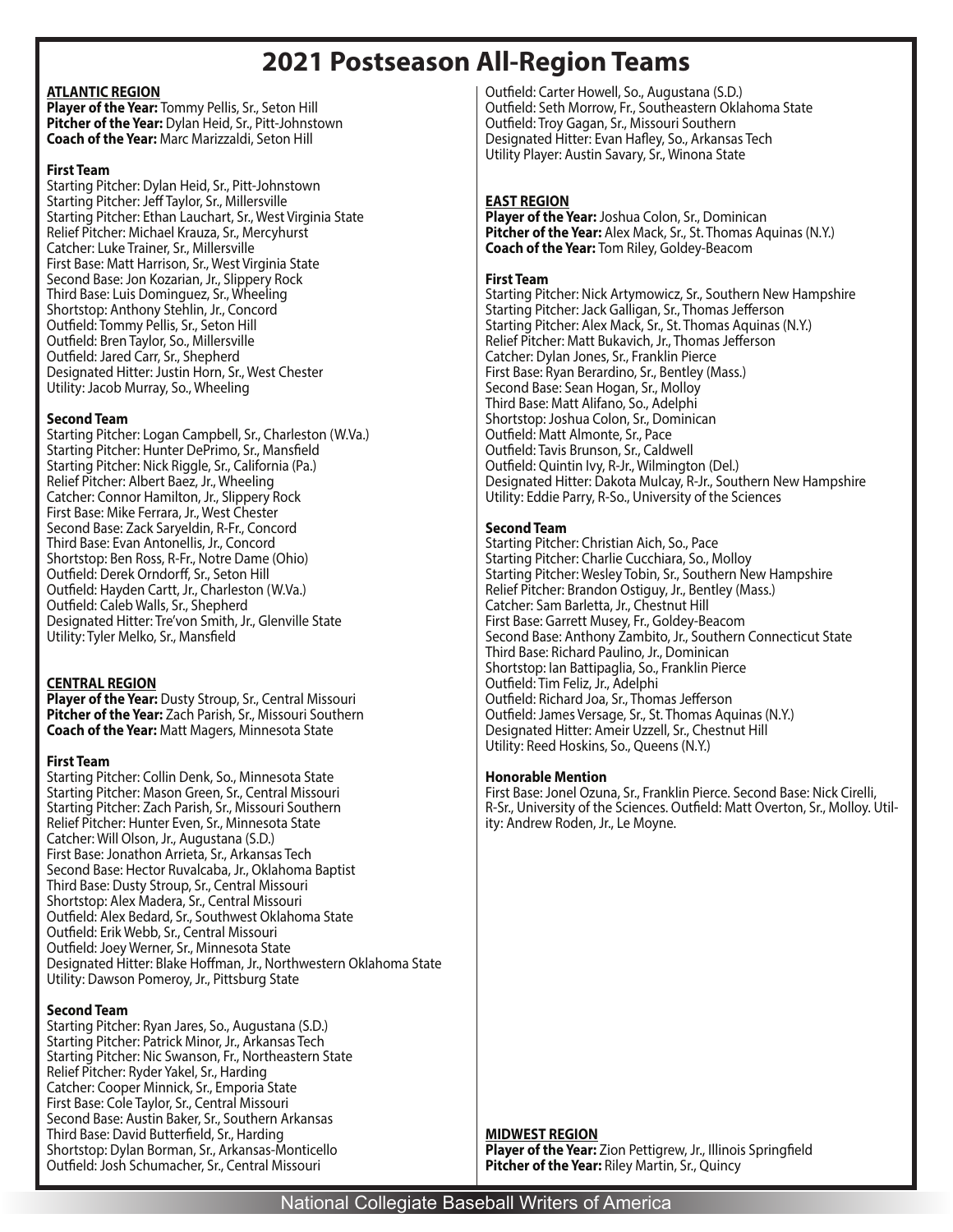# 2021 Postseason All-Region Teams

## ATLANTIC REGION

**Player of the Year:** Tommy Pellis, Sr., Seton Hill
**Pitcher of the Year:** Dylan Heid, Sr., Pitt-Johnstown
**Coach of the Year:** Marc Marizzaldi, Seton Hill

### First Team

Starting Pitcher: Dylan Heid, Sr., Pitt-Johnstown
Starting Pitcher: Jeff Taylor, Sr., Millersville
Starting Pitcher: Ethan Lauchart, Sr., West Virginia State
Relief Pitcher: Michael Krauza, Sr., Mercyhurst
Catcher: Luke Trainer, Sr., Millersville
First Base: Matt Harrison, Sr., West Virginia State
Second Base: Jon Kozarian, Jr., Slippery Rock
Third Base: Luis Dominguez, Sr., Wheeling
Shortstop: Anthony Stehlin, Jr., Concord
Outfield: Tommy Pellis, Sr., Seton Hill
Outfield: Bren Taylor, So., Millersville
Outfield: Jared Carr, Sr., Shepherd
Designated Hitter: Justin Horn, Sr., West Chester
Utility: Jacob Murray, So., Wheeling

### Second Team

Starting Pitcher: Logan Campbell, Sr., Charleston (W.Va.)
Starting Pitcher: Hunter DePrimo, Sr., Mansfield
Starting Pitcher: Nick Riggle, Sr., California (Pa.)
Relief Pitcher: Albert Baez, Jr., Wheeling
Catcher: Connor Hamilton, Jr., Slippery Rock
First Base: Mike Ferrara, Jr., West Chester
Second Base: Zack Saryeldin, R-Fr., Concord
Third Base: Evan Antonellis, Jr., Concord
Shortstop: Ben Ross, R-Fr., Notre Dame (Ohio)
Outfield: Derek Orndorff, Sr., Seton Hill
Outfield: Hayden Cartt, Jr., Charleston (W.Va.)
Outfield: Caleb Walls, Sr., Shepherd
Designated Hitter: Tre'von Smith, Jr., Glenville State
Utility: Tyler Melko, Sr., Mansfield

## CENTRAL REGION

**Player of the Year:** Dusty Stroup, Sr., Central Missouri
**Pitcher of the Year:** Zach Parish, Sr., Missouri Southern
**Coach of the Year:** Matt Magers, Minnesota State

### First Team

Starting Pitcher: Collin Denk, So., Minnesota State
Starting Pitcher: Mason Green, Sr., Central Missouri
Starting Pitcher: Zach Parish, Sr., Missouri Southern
Relief Pitcher: Hunter Even, Sr., Minnesota State
Catcher: Will Olson, Jr., Augustana (S.D.)
First Base: Jonathon Arrieta, Sr., Arkansas Tech
Second Base: Hector Ruvalcaba, Jr., Oklahoma Baptist
Third Base: Dusty Stroup, Sr., Central Missouri
Shortstop: Alex Madera, Sr., Central Missouri
Outfield: Alex Bedard, Sr., Southwest Oklahoma State
Outfield: Erik Webb, Sr., Central Missouri
Outfield: Joey Werner, Sr., Minnesota State
Designated Hitter: Blake Hoffman, Jr., Northwestern Oklahoma State
Utility: Dawson Pomeroy, Jr., Pittsburg State

### Second Team

Starting Pitcher: Ryan Jares, So., Augustana (S.D.)
Starting Pitcher: Patrick Minor, Jr., Arkansas Tech
Starting Pitcher: Nic Swanson, Fr., Northeastern State
Relief Pitcher: Ryder Yakel, Sr., Harding
Catcher: Cooper Minnick, Sr., Emporia State
First Base: Cole Taylor, Sr., Central Missouri
Second Base: Austin Baker, Sr., Southern Arkansas
Third Base: David Butterfield, Sr., Harding
Shortstop: Dylan Borman, Sr., Arkansas-Monticello
Outfield: Josh Schumacher, Sr., Central Missouri
Outfield: Carter Howell, So., Augustana (S.D.)
Outfield: Seth Morrow, Fr., Southeastern Oklahoma State
Outfield: Troy Gagan, Sr., Missouri Southern
Designated Hitter: Evan Hafley, So., Arkansas Tech
Utility Player: Austin Savary, Sr., Winona State

## EAST REGION

**Player of the Year:** Joshua Colon, Sr., Dominican
**Pitcher of the Year:** Alex Mack, Sr., St. Thomas Aquinas (N.Y.)
**Coach of the Year:** Tom Riley, Goldey-Beacom

### First Team

Starting Pitcher: Nick Artymowicz, Sr., Southern New Hampshire
Starting Pitcher: Jack Galligan, Sr., Thomas Jefferson
Starting Pitcher: Alex Mack, Sr., St. Thomas Aquinas (N.Y.)
Relief Pitcher: Matt Bukavich, Jr., Thomas Jefferson
Catcher: Dylan Jones, Sr., Franklin Pierce
First Base: Ryan Berardino, Sr., Bentley (Mass.)
Second Base: Sean Hogan, Sr., Molloy
Third Base: Matt Alifano, So., Adelphi
Shortstop: Joshua Colon, Sr., Dominican
Outfield: Matt Almonte, Sr., Pace
Outfield: Tavis Brunson, Sr., Caldwell
Outfield: Quintin Ivy, R-Jr., Wilmington (Del.)
Designated Hitter: Dakota Mulcay, R-Jr., Southern New Hampshire
Utility: Eddie Parry, R-So., University of the Sciences

### Second Team

Starting Pitcher: Christian Aich, So., Pace
Starting Pitcher: Charlie Cucchiara, So., Molloy
Starting Pitcher: Wesley Tobin, Sr., Southern New Hampshire
Relief Pitcher: Brandon Ostiguy, Jr., Bentley (Mass.)
Catcher: Sam Barletta, Jr., Chestnut Hill
First Base: Garrett Musey, Fr., Goldey-Beacom
Second Base: Anthony Zambito, Jr., Southern Connecticut State
Third Base: Richard Paulino, Jr., Dominican
Shortstop: Ian Battipaglia, So., Franklin Pierce
Outfield: Tim Feliz, Jr., Adelphi
Outfield: Richard Joa, Sr., Thomas Jefferson
Outfield: James Versage, Sr., St. Thomas Aquinas (N.Y.)
Designated Hitter: Ameir Uzzell, Sr., Chestnut Hill
Utility: Reed Hoskins, So., Queens (N.Y.)

### Honorable Mention

First Base: Jonel Ozuna, Sr., Franklin Pierce. Second Base: Nick Cirelli, R-Sr., University of the Sciences. Outfield: Matt Overton, Sr., Molloy. Utility: Andrew Roden, Jr., Le Moyne.

## MIDWEST REGION

**Player of the Year:** Zion Pettigrew, Jr., Illinois Springfield
**Pitcher of the Year:** Riley Martin, Sr., Quincy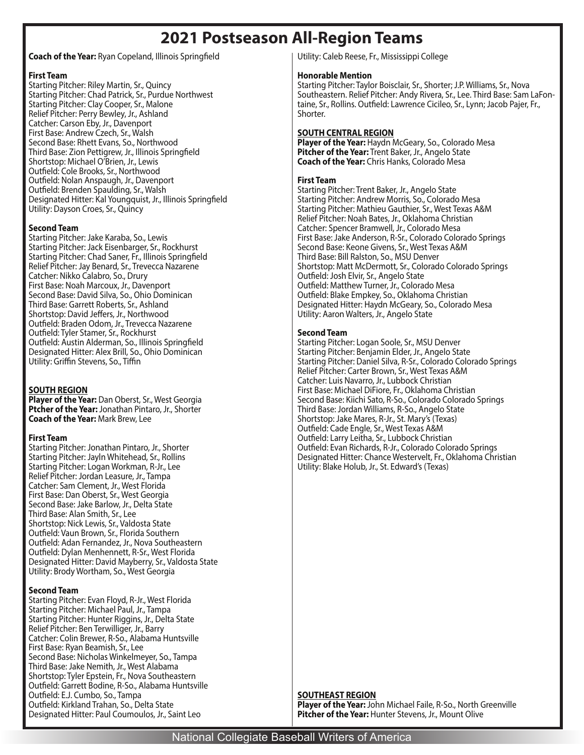# 2021 Postseason All-Region Teams

**Coach of the Year:** Ryan Copeland, Illinois Springfield

**First Team**

Starting Pitcher: Riley Martin, Sr., Quincy
Starting Pitcher: Chad Patrick, Sr., Purdue Northwest
Starting Pitcher: Clay Cooper, Sr., Malone
Relief Pitcher: Perry Bewley, Jr., Ashland
Catcher: Carson Eby, Jr., Davenport
First Base: Andrew Czech, Sr., Walsh
Second Base: Rhett Evans, So., Northwood
Third Base: Zion Pettigrew, Jr., Illinois Springfield
Shortstop: Michael O'Brien, Jr., Lewis
Outfield: Cole Brooks, Sr., Northwood
Outfield: Nolan Anspaugh, Jr., Davenport
Outfield: Brenden Spaulding, Sr., Walsh
Designated Hitter: Kal Youngquist, Jr., Illinois Springfield
Utility: Dayson Croes, Sr., Quincy

**Second Team**

Starting Pitcher: Jake Karaba, So., Lewis
Starting Pitcher: Jack Eisenbarger, Sr., Rockhurst
Starting Pitcher: Chad Saner, Fr., Illinois Springfield
Relief Pitcher: Jay Benard, Sr., Trevecca Nazarene
Catcher: Nikko Calabro, So., Drury
First Base: Noah Marcoux, Jr., Davenport
Second Base: David Silva, So., Ohio Dominican
Third Base: Garrett Roberts, Sr., Ashland
Shortstop: David Jeffers, Jr., Northwood
Outfield: Braden Odom, Jr., Trevecca Nazarene
Outfield: Tyler Stamer, Sr., Rockhurst
Outfield: Austin Alderman, So., Illinois Springfield
Designated Hitter: Alex Brill, So., Ohio Dominican
Utility: Griffin Stevens, So., Tiffin

## SOUTH REGION

**Player of the Year:** Dan Oberst, Sr., West Georgia
**Ptcher of the Year:** Jonathan Pintaro, Jr., Shorter
**Coach of the Year:** Mark Brew, Lee

**First Team**

Starting Pitcher: Jonathan Pintaro, Jr., Shorter
Starting Pitcher: Jayln Whitehead, Sr., Rollins
Starting Pitcher: Logan Workman, R-Jr., Lee
Relief Pitcher: Jordan Leasure, Jr., Tampa
Catcher: Sam Clement, Jr., West Florida
First Base: Dan Oberst, Sr., West Georgia
Second Base: Jake Barlow, Jr., Delta State
Third Base: Alan Smith, Sr., Lee
Shortstop: Nick Lewis, Sr., Valdosta State
Outfield: Vaun Brown, Sr., Florida Southern
Outfield: Adan Fernandez, Jr., Nova Southeastern
Outfield: Dylan Menhennett, R-Sr., West Florida
Designated Hitter: David Mayberry, Sr., Valdosta State
Utility: Brody Wortham, So., West Georgia

**Second Team**

Starting Pitcher: Evan Floyd, R-Jr., West Florida
Starting Pitcher: Michael Paul, Jr., Tampa
Starting Pitcher: Hunter Riggins, Jr., Delta State
Relief Pitcher: Ben Terwilliger, Jr., Barry
Catcher: Colin Brewer, R-So., Alabama Huntsville
First Base: Ryan Beamish, Sr., Lee
Second Base: Nicholas Winkelmeyer, So., Tampa
Third Base: Jake Nemith, Jr., West Alabama
Shortstop: Tyler Epstein, Fr., Nova Southeastern
Outfield: Garrett Bodine, R-So., Alabama Huntsville
Outfield: E.J. Cumbo, So., Tampa
Outfield: Kirkland Trahan, So., Delta State
Designated Hitter: Paul Coumoulos, Jr., Saint Leo
Utility: Caleb Reese, Fr., Mississippi College

**Honorable Mention**

Starting Pitcher: Taylor Boisclair, Sr., Shorter; J.P. Williams, Sr., Nova Southeastern. Relief Pitcher: Andy Rivera, Sr., Lee. Third Base: Sam LaFontaine, Sr., Rollins. Outfield: Lawrence Cicileo, Sr., Lynn; Jacob Pajer, Fr., Shorter.

## SOUTH CENTRAL REGION

**Player of the Year:** Haydn McGeary, So., Colorado Mesa
**Pitcher of the Year:** Trent Baker, Jr., Angelo State
**Coach of the Year:** Chris Hanks, Colorado Mesa

**First Team**

Starting Pitcher: Trent Baker, Jr., Angelo State
Starting Pitcher: Andrew Morris, So., Colorado Mesa
Starting Pitcher: Mathieu Gauthier, Sr., West Texas A&M
Relief Pitcher: Noah Bates, Jr., Oklahoma Christian
Catcher: Spencer Bramwell, Jr., Colorado Mesa
First Base: Jake Anderson, R-Sr., Colorado Colorado Springs
Second Base: Keone Givens, Sr., West Texas A&M
Third Base: Bill Ralston, So., MSU Denver
Shortstop: Matt McDermott, Sr., Colorado Colorado Springs
Outfield: Josh Elvir, Sr., Angelo State
Outfield: Matthew Turner, Jr., Colorado Mesa
Outfield: Blake Empkey, So., Oklahoma Christian
Designated Hitter: Haydn McGeary, So., Colorado Mesa
Utility: Aaron Walters, Jr., Angelo State

**Second Team**

Starting Pitcher: Logan Soole, Sr., MSU Denver
Starting Pitcher: Benjamin Elder, Jr., Angelo State
Starting Pitcher: Daniel Silva, R-Sr., Colorado Colorado Springs
Relief Pitcher: Carter Brown, Sr., West Texas A&M
Catcher: Luis Navarro, Jr., Lubbock Christian
First Base: Michael DiFiore, Fr., Oklahoma Christian
Second Base: Kiichi Sato, R-So., Colorado Colorado Springs
Third Base: Jordan Williams, R-So., Angelo State
Shortstop: Jake Mares, R-Jr., St. Mary's (Texas)
Outfield: Cade Engle, Sr., West Texas A&M
Outfield: Larry Leitha, Sr., Lubbock Christian
Outfield: Evan Richards, R-Jr., Colorado Colorado Springs
Designated Hitter: Chance Westervelt, Fr., Oklahoma Christian
Utility: Blake Holub, Jr., St. Edward's (Texas)

## SOUTHEAST REGION

**Player of the Year:** John Michael Faile, R-So., North Greenville
**Pitcher of the Year:** Hunter Stevens, Jr., Mount Olive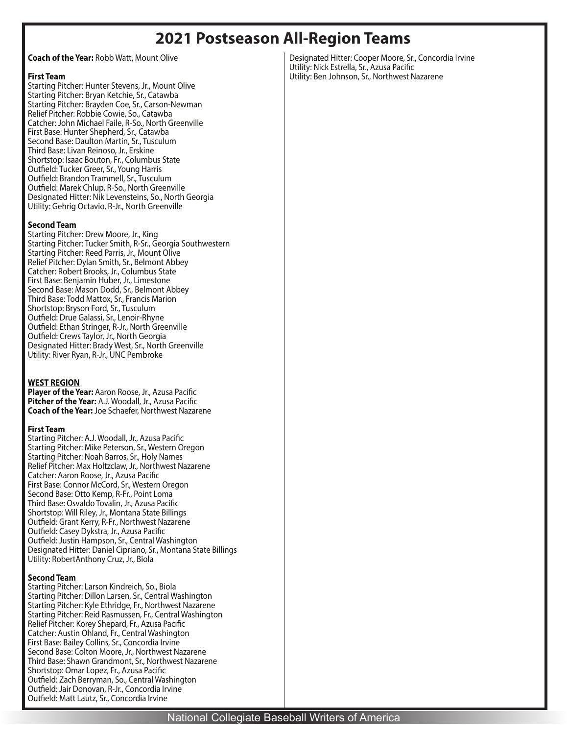# 2021 Postseason All-Region Teams

**Coach of the Year:** Robb Watt, Mount Olive

**First Team**
Starting Pitcher: Hunter Stevens, Jr., Mount Olive
Starting Pitcher: Bryan Ketchie, Sr., Catawba
Starting Pitcher: Brayden Coe, Sr., Carson-Newman
Relief Pitcher: Robbie Cowie, So., Catawba
Catcher: John Michael Faile, R-So., North Greenville
First Base: Hunter Shepherd, Sr., Catawba
Second Base: Daulton Martin, Sr., Tusculum
Third Base: Livan Reinoso, Jr., Erskine
Shortstop: Isaac Bouton, Fr., Columbus State
Outfield: Tucker Greer, Sr., Young Harris
Outfield: Brandon Trammell, Sr., Tusculum
Outfield: Marek Chlup, R-So., North Greenville
Designated Hitter: Nik Levensteins, So., North Georgia
Utility: Gehrig Octavio, R-Jr., North Greenville

**Second Team**
Starting Pitcher: Drew Moore, Jr., King
Starting Pitcher: Tucker Smith, R-Sr., Georgia Southwestern
Starting Pitcher: Reed Parris, Jr., Mount Olive
Relief Pitcher: Dylan Smith, Sr., Belmont Abbey
Catcher: Robert Brooks, Jr., Columbus State
First Base: Benjamin Huber, Jr., Limestone
Second Base: Mason Dodd, Sr., Belmont Abbey
Third Base: Todd Mattox, Sr., Francis Marion
Shortstop: Bryson Ford, Sr., Tusculum
Outfield: Drue Galassi, Sr., Lenoir-Rhyne
Outfield: Ethan Stringer, R-Jr., North Greenville
Outfield: Crews Taylor, Jr., North Georgia
Designated Hitter: Brady West, Sr., North Greenville
Utility: River Ryan, R-Jr., UNC Pembroke

**WEST REGION**
**Player of the Year:** Aaron Roose, Jr., Azusa Pacific
**Pitcher of the Year:** A.J. Woodall, Jr., Azusa Pacific
**Coach of the Year:** Joe Schaefer, Northwest Nazarene

**First Team**
Starting Pitcher: A.J. Woodall, Jr., Azusa Pacific
Starting Pitcher: Mike Peterson, Sr., Western Oregon
Starting Pitcher: Noah Barros, Sr., Holy Names
Relief Pitcher: Max Holtzclaw, Jr., Northwest Nazarene
Catcher: Aaron Roose, Jr., Azusa Pacific
First Base: Connor McCord, Sr., Western Oregon
Second Base: Otto Kemp, R-Fr., Point Loma
Third Base: Osvaldo Tovalin, Jr., Azusa Pacific
Shortstop: Will Riley, Jr., Montana State Billings
Outfield: Grant Kerry, R-Fr., Northwest Nazarene
Outfield: Casey Dykstra, Jr., Azusa Pacific
Outfield: Justin Hampson, Sr., Central Washington
Designated Hitter: Daniel Cipriano, Sr., Montana State Billings
Utility: RobertAnthony Cruz, Jr., Biola

**Second Team**
Starting Pitcher: Larson Kindreich, So., Biola
Starting Pitcher: Dillon Larsen, Sr., Central Washington
Starting Pitcher: Kyle Ethridge, Fr., Northwest Nazarene
Starting Pitcher: Reid Rasmussen, Fr., Central Washington
Relief Pitcher: Korey Shepard, Fr., Azusa Pacific
Catcher: Austin Ohland, Fr., Central Washington
First Base: Bailey Collins, Sr., Concordia Irvine
Second Base: Colton Moore, Jr., Northwest Nazarene
Third Base: Shawn Grandmont, Sr., Northwest Nazarene
Shortstop: Omar Lopez, Fr., Azusa Pacific
Outfield: Zach Berryman, So., Central Washington
Outfield: Jair Donovan, R-Jr., Concordia Irvine
Outfield: Matt Lautz, Sr., Concordia Irvine
Designated Hitter: Cooper Moore, Sr., Concordia Irvine
Utility: Nick Estrella, Sr., Azusa Pacific
Utility: Ben Johnson, Sr., Northwest Nazarene